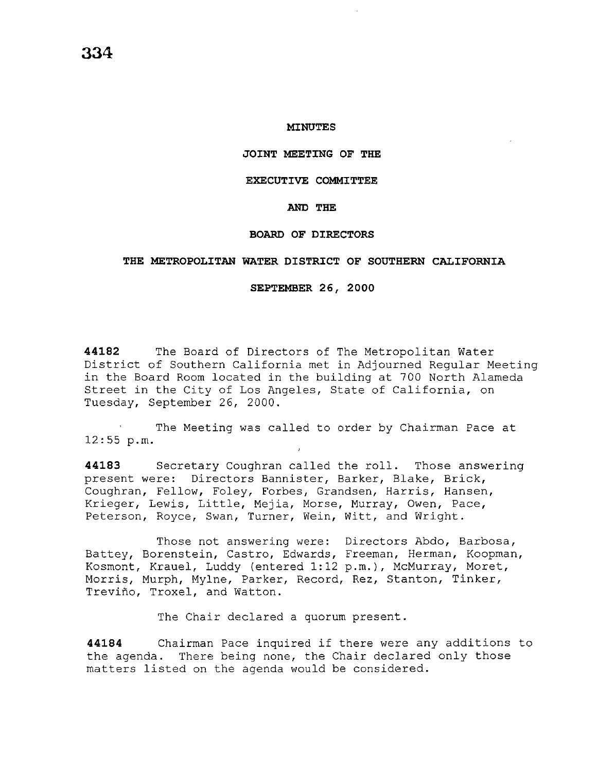# MINUTES

## JOINT MEETING OF THE

## EXECUTIVE COMMITTEE

## AND THE

## BOARD OF DIRECTORS

## THE METROPOLITAN WATER DISTRICT OF SOUTHERN CALIFORNIA

## SEPTEMBER 26, 2000

**44182** The Board of Directors of The Metropolitan Water District of Southern California met in Adjourned Regular Meeting in the Board Room located in the building at 700 North Alameda Street in the City of Los Angeles, State of California, on Tuesday, September 26, 2000.

The Meeting was called to order by Chairman Pace at 12:55 p.m.

**44183** Secretary Coughran called the roll. Those answering present were: Directors Bannister, Barker, Blake, Brick, Coughran, Fellow, Foley, Forbes, Grandsen, Harris, Hansen, Krieger, Lewis, Little, Mejia, Morse, Murray, Owen, Pace, Peterson, Royce, Swan, Turner, Wein, Witt, and Wright.

Those not answering were: Directors Abdo, Barbosa, Battey, Borenstein, Castro, Edwards, Freeman, Herman, Koopman, Kosmont, Krauel, Luddy (entered 1:12 p.m.), McMurray, Moret, Morris, Murph, Mylne, Parker, Record, Rez, Stanton, Tinker, Treviño, Troxel, and Watton.

The Chair declared a quorum present.

**44184** Chairman Pace inquired if there were any additions to the agenda. There being none, the Chair declared only those matters listed on the agenda would be considered.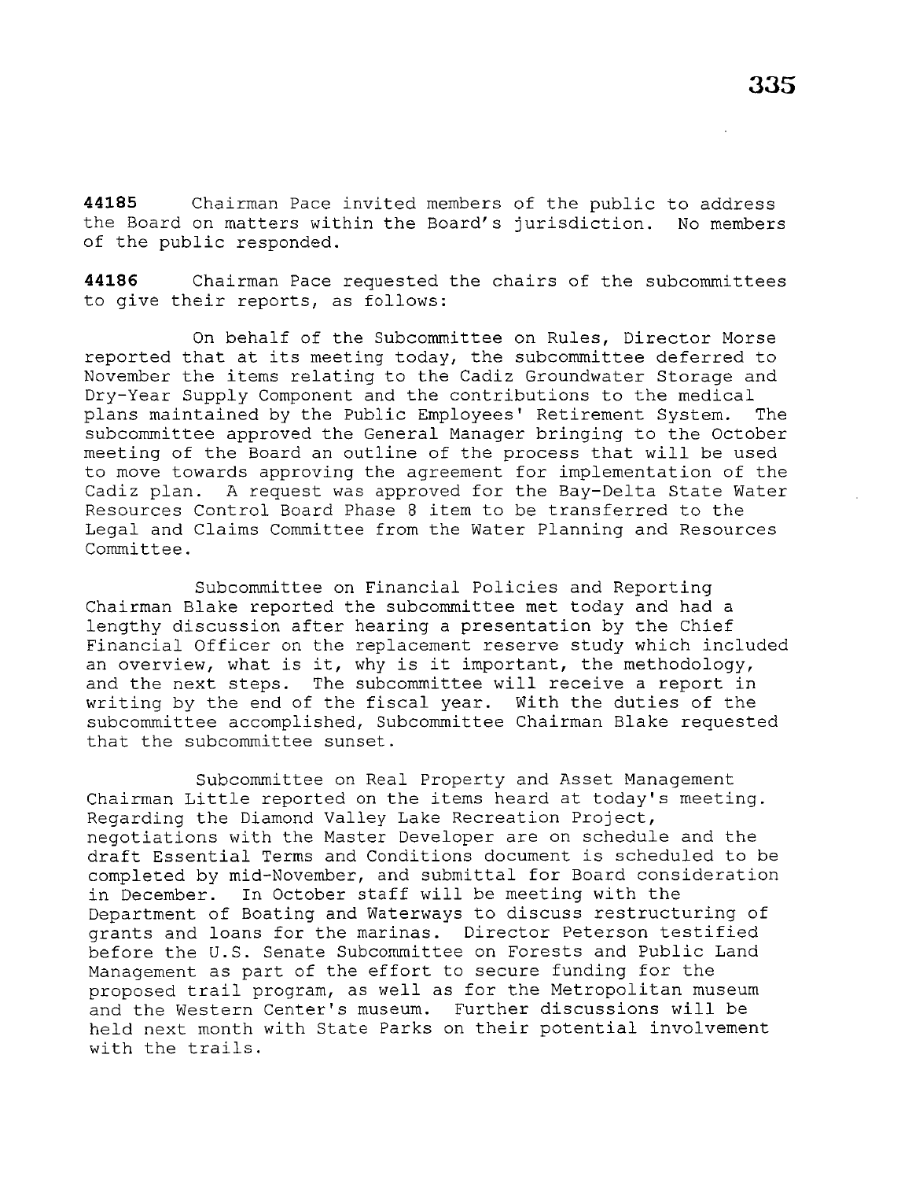**44185** Chairman Pace invited members of the public to address the Board on matters within the Board's jurisdiction. No members of the public responded.

**44186** Chairman Pace requested the chairs of the subcommittees to give their reports, as follows:

On behalf of the Subcommittee on Rules, Director Morse reported that at its meeting today, the subcommittee deferred to November the items relating to the Cadiz Groundwater Storage and Dry-Year Supply Component and the contributions to the medical plans maintained by the Public Employees' Retirement System. The subcommittee approved the General Manager bringing to the October meeting of the Board an outline of the process that will be used to move towards approving the agreement for implementation of the Cadiz plan. A request was approved for the Bay-Delta State Water Resources Control Board Phase 8 item to be transferred to the Legal and Claims Committee from the Water Planning and Resources Committee.

Subcommittee on Financial Policies and Reporting Chairman Blake reported the subcommittee met today and had a lengthy discussion after hearing a presentation by the Chief Financial Officer on the replacement reserve study which included an overview, what is it, why is it important, the methodology, and the next steps. The subcommittee will receive a report in writing by the end of the fiscal year. With the duties of the subcommittee accomplished, Subcommittee Chairman Blake requested that the subcommittee sunset.

Subcommittee on Real Property and Asset Management Chairman Little reported on the items heard at today's meeting. Regarding the Diamond Valley Lake Recreation Project, negotiations with the Master Developer are on schedule and the draft Essential Terms and Conditions document is scheduled to be completed by mid-November, and submittal for Board consideration in December. In October staff will be meeting with the Department of Boating and Waterways to discuss restructuring of grants and loans for the marinas. Director Peterson testified before the U.S. Senate Subcommittee on Forests and Public Land Management as part of the effort to secure funding for the proposed trail program, as well as for the Metropolitan museum and the Western Center's museum. Further discussions will be held next month with State Parks on their potential involvement with the trails.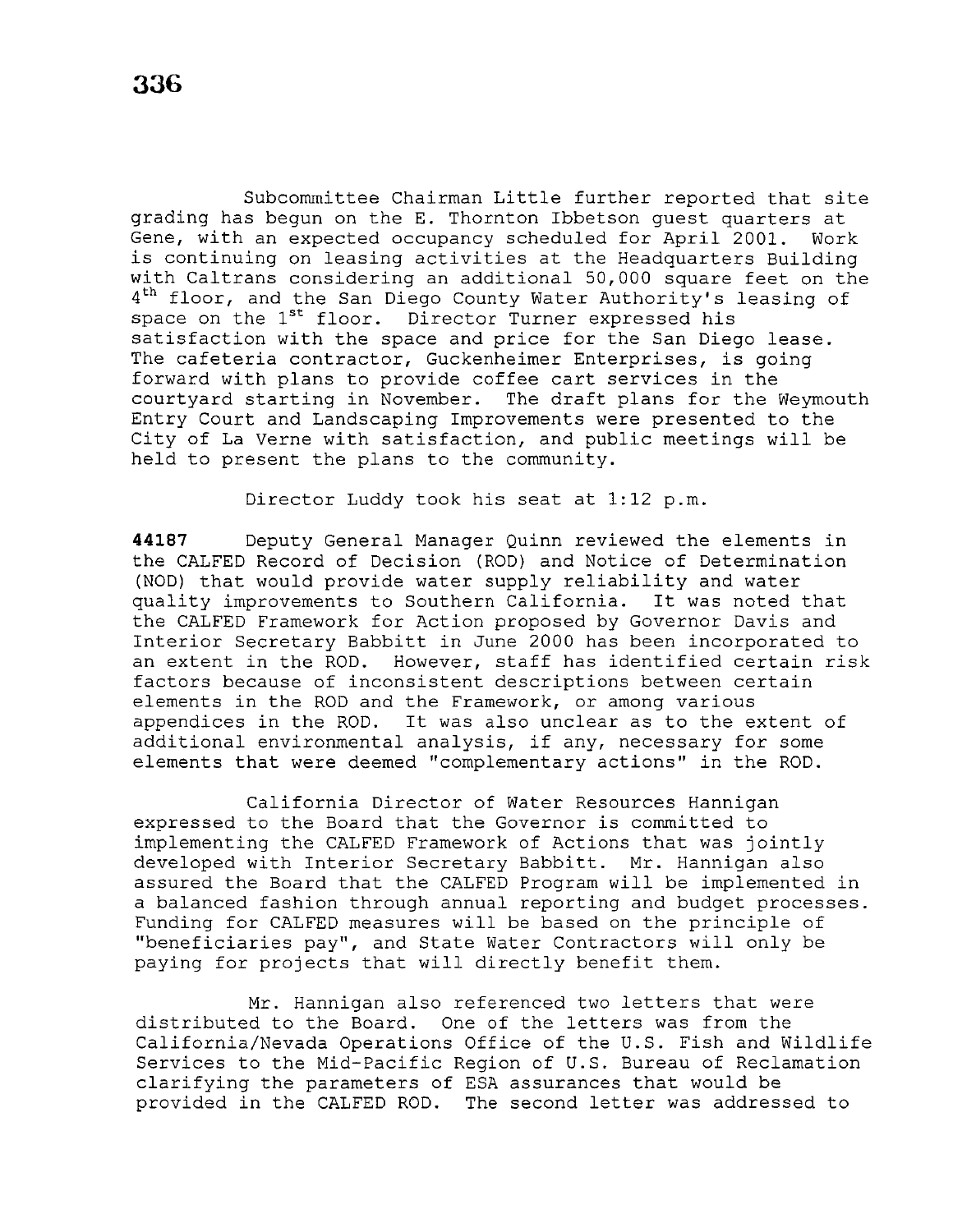Subcommittee Chairman Little further reported that site grading has begun on the E. Thornton Ibbetson guest quarters at Gene, with an expected occupancy scheduled for April 2001. Work is continuing on leasing activities at the Headquarters Building with Caltrans considering an additional 50,000 square feet on the 4th floor, and the San Diego County Water Authority's leasing of space on the 1st floor. Director Turner expressed his satisfaction with the space and price for the San Diego lease. The cafeteria contractor, Guckenheimer Enterprises, is going forward with plans to provide coffee cart services in the courtyard starting in November. The draft plans for the Weymouth Entry Court and Landscaping Improvements were presented to the City of La Verne with satisfaction, and public meetings will be held to present the plans to the community.

Director Luddy took his seat at 1:12 p.m.

**44187** Deputy General Manager Quinn reviewed the elements in the CALFED Record of Decision (ROD) and Notice of Determination (NOD) that would provide water supply reliability and water quality improvements to Southern California. It was noted that the CALFED Framework for Action proposed by Governor Davis and Interior Secretary Babbitt in June 2000 has been incorporated to an extent in the ROD. However, staff has identified certain risk factors because of inconsistent descriptions between certain elements in the ROD and the Framework, or among various appendices in the ROD. It was also unclear as to the extent of additional environmental analysis, if any, necessary for some elements that were deemed "complementary actions" in the ROD.

California Director of Water Resources Hannigan expressed to the Board that the Governor is committed to implementing the CALFED Framework of Actions that was jointly developed with Interior Secretary Babbitt. Mr. Hannigan also assured the Board that the CALFED Program will be implemented in a balanced fashion through annual reporting and budget processes. Funding for CALFED measures will be based on the principle of "beneficiaries pay", and State Water Contractors will only be paying for projects that will directly benefit them.

Mr. Hannigan also referenced two letters that were distributed to the Board. One of the letters was from the California/Nevada Operations Office of the U.S. Fish and Wildlife Services to the Mid-Pacific Region of U.S. Bureau of Reclamation clarifying the parameters of ESA assurances that would be provided in the CALFED ROD. The second letter was addressed to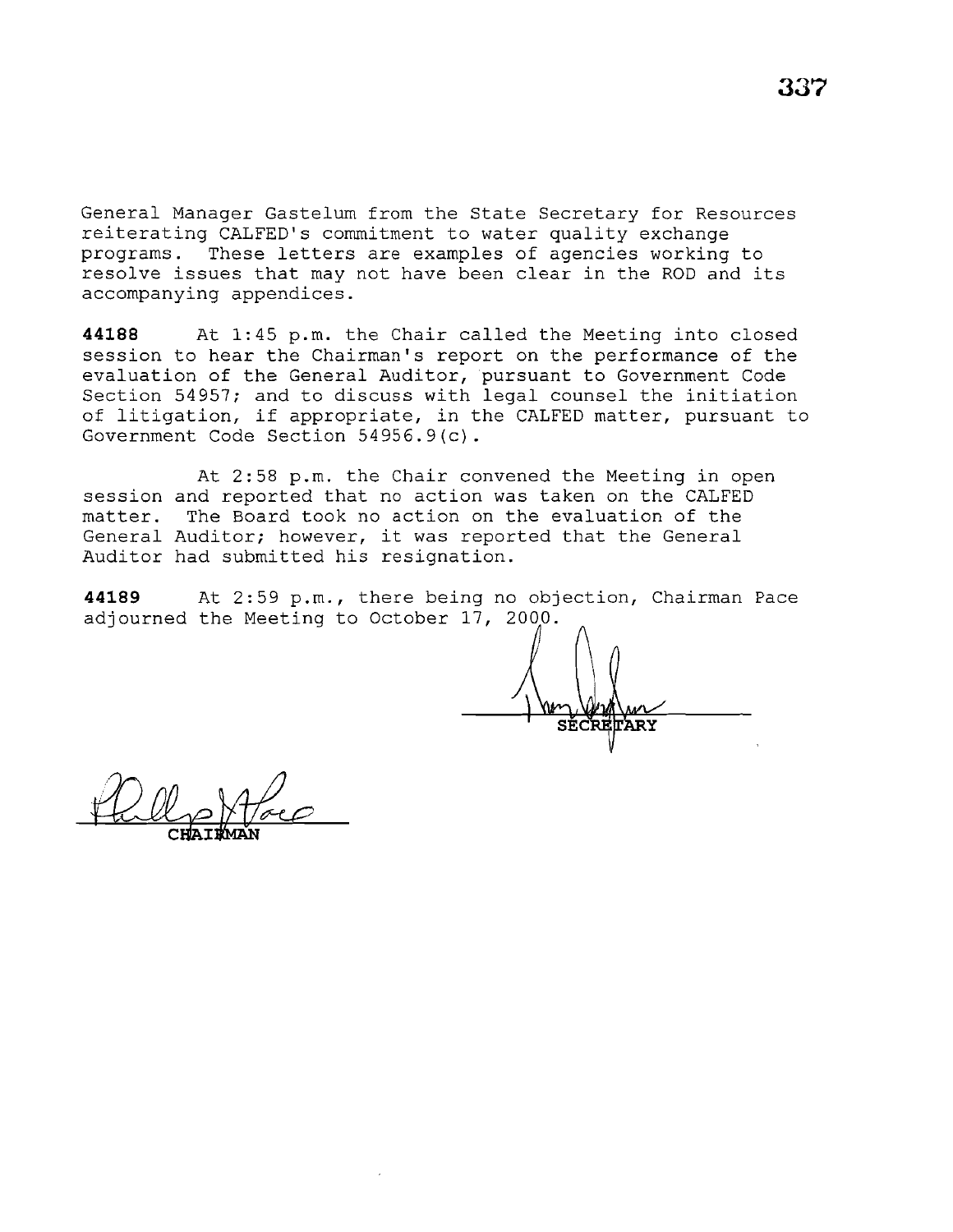General Manager Gastelum from the State Secretary for Resources reiterating CALFED's commitment to water quality exchange programs. These letters are examples of agencies working to resolve issues that may not have been clear in the ROD and its accompanying appendices.

**44188** At 1:45 p.m. the Chair called the Meeting into closed session to hear the Chairman's report on the performance of the evaluation of the General Auditor, pursuant to Government Code Section 54957; and to discuss with legal counsel the initiation of litigation, if appropriate, in the CALFED matter, pursuant to Government Code Section 54956.9(c).

At 2:58 p.m. the Chair convened the Meeting in open session and reported that no action was taken on the CALFED matter. The Board took no action on the evaluation of the General Auditor; however, it was reported that the General Auditor had submitted his resignation.

**44189** At 2:59 p.m., there being no objection, Chairman Pace adjourned the Meeting to October 17, 2000.

SECRETARY

CHAIRMAN